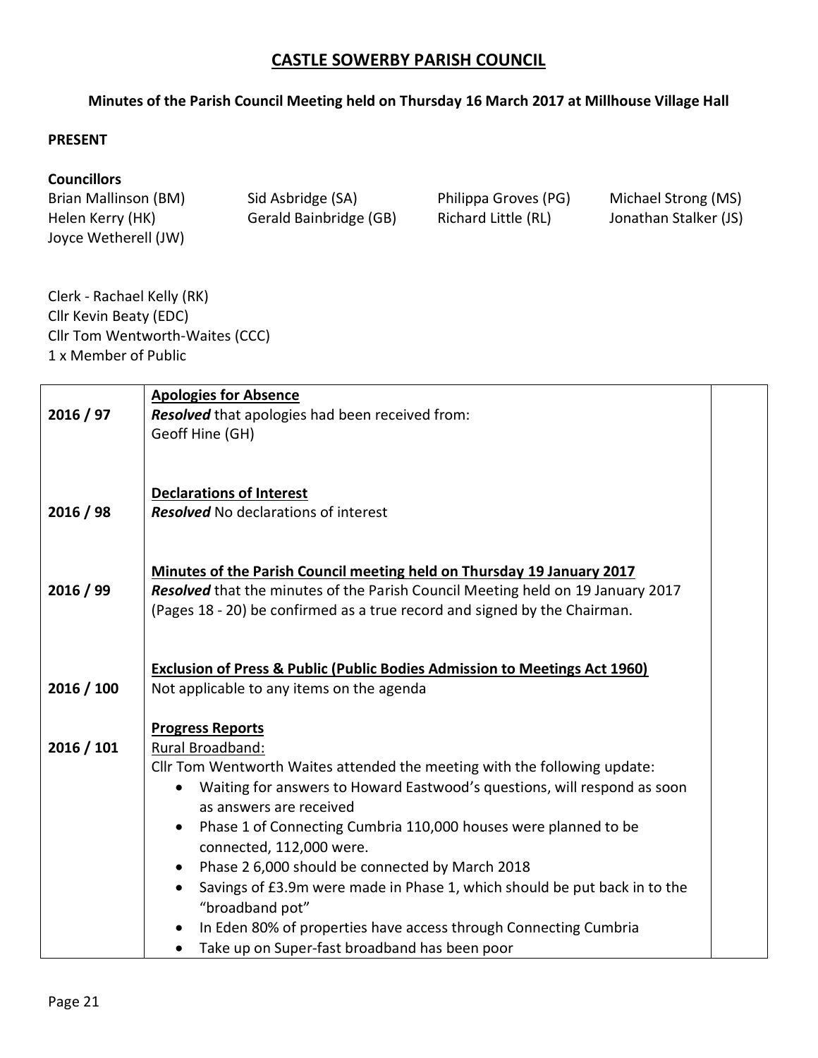# CASTLE SOWERBY PARISH COUNCIL

### Minutes of the Parish Council Meeting held on Thursday 16 March 2017 at Millhouse Village Hall

**PRESENT**

**Councillors**

| | | | |
|---|---|---|---|
| Brian Mallinson (BM) | Sid Asbridge (SA) | Philippa Groves (PG) | Michael Strong (MS) |
| Helen Kerry (HK) | Gerald Bainbridge (GB) | Richard Little (RL) | Jonathan Stalker (JS) |
| Joyce Wetherell (JW) | | | |

Clerk - Rachael Kelly (RK)
Cllr Kevin Beaty (EDC)
Cllr Tom Wentworth-Waites (CCC)
1 x Member of Public

| | | |
|---|---|---|
| 2016 / 97 | **Apologies for Absence**<br>***Resolved*** that apologies had been received from:<br>Geoff Hine (GH) | |
| 2016 / 98 | **Declarations of Interest**<br>***Resolved*** No declarations of interest | |
| 2016 / 99 | **Minutes of the Parish Council meeting held on Thursday 19 January 2017**<br>***Resolved*** that the minutes of the Parish Council Meeting held on 19 January 2017 (Pages 18 - 20) be confirmed as a true record and signed by the Chairman. | |
| 2016 / 100 | **Exclusion of Press & Public (Public Bodies Admission to Meetings Act 1960)**<br>Not applicable to any items on the agenda | |
| 2016 / 101 | **Progress Reports**<br>Rural Broadband:<br>Cllr Tom Wentworth Waites attended the meeting with the following update:<br>• Waiting for answers to Howard Eastwood's questions, will respond as soon as answers are received<br>• Phase 1 of Connecting Cumbria 110,000 houses were planned to be connected, 112,000 were.<br>• Phase 2 6,000 should be connected by March 2018<br>• Savings of £3.9m were made in Phase 1, which should be put back in to the "broadband pot"<br>• In Eden 80% of properties have access through Connecting Cumbria<br>• Take up on Super-fast broadband has been poor | |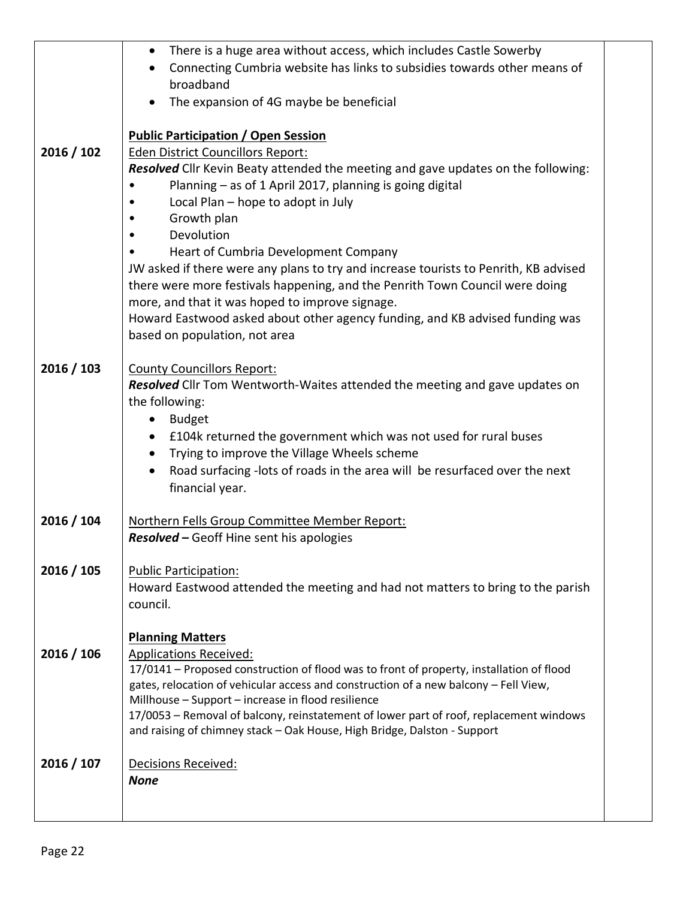| | | |
|---|---|---|
| | • There is a huge area without access, which includes Castle Sowerby<br>• Connecting Cumbria website has links to subsidies towards other means of broadband<br>• The expansion of 4G maybe be beneficial | |
| | **Public Participation / Open Session** | |
| 2016 / 102 | Eden District Councillors Report:<br>***Resolved*** Cllr Kevin Beaty attended the meeting and gave updates on the following:<br>• Planning – as of 1 April 2017, planning is going digital<br>• Local Plan – hope to adopt in July<br>• Growth plan<br>• Devolution<br>• Heart of Cumbria Development Company<br>JW asked if there were any plans to try and increase tourists to Penrith, KB advised there were more festivals happening, and the Penrith Town Council were doing more, and that it was hoped to improve signage.<br>Howard Eastwood asked about other agency funding, and KB advised funding was based on population, not area | |
| 2016 / 103 | County Councillors Report:<br>***Resolved*** Cllr Tom Wentworth-Waites attended the meeting and gave updates on the following:<br>• Budget<br>• £104k returned the government which was not used for rural buses<br>• Trying to improve the Village Wheels scheme<br>• Road surfacing -lots of roads in the area will be resurfaced over the next financial year. | |
| 2016 / 104 | Northern Fells Group Committee Member Report:<br>***Resolved –*** Geoff Hine sent his apologies | |
| 2016 / 105 | Public Participation:<br>Howard Eastwood attended the meeting and had not matters to bring to the parish council. | |
| | **Planning Matters** | |
| 2016 / 106 | Applications Received:<br>17/0141 – Proposed construction of flood was to front of property, installation of flood gates, relocation of vehicular access and construction of a new balcony – Fell View, Millhouse – Support – increase in flood resilience<br>17/0053 – Removal of balcony, reinstatement of lower part of roof, replacement windows and raising of chimney stack – Oak House, High Bridge, Dalston - Support | |
| 2016 / 107 | Decisions Received:<br>***None*** | |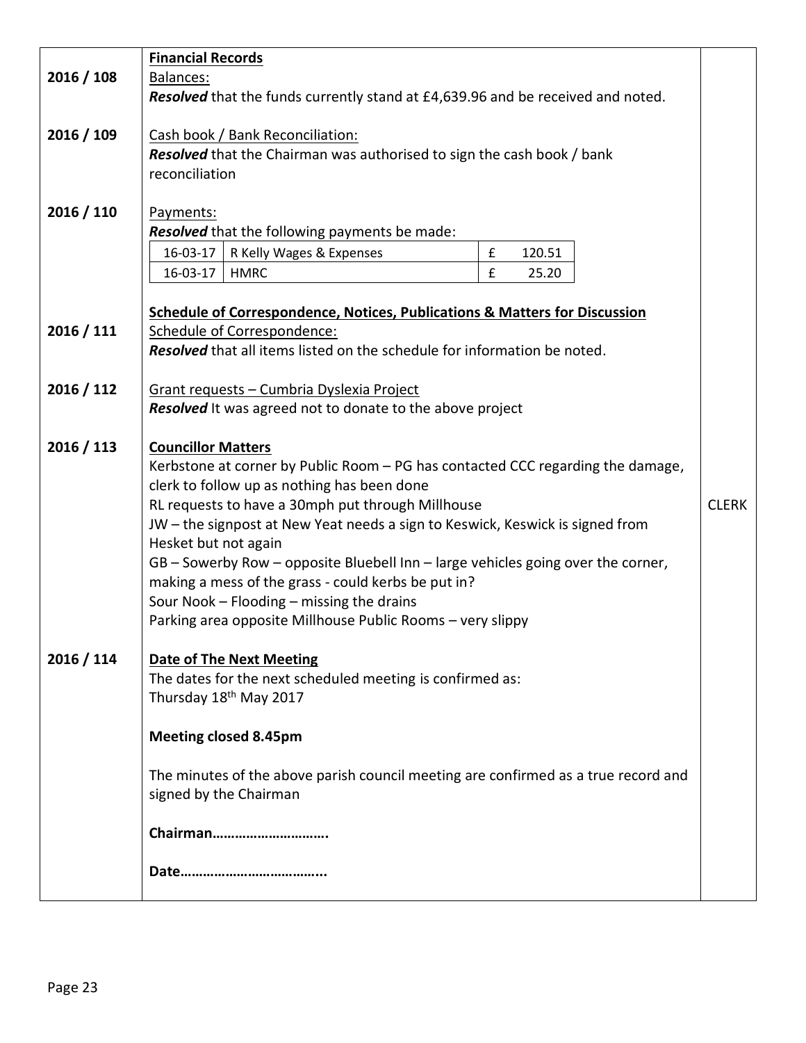| | | |
|---|---|---|
| **2016 / 108** | **Financial Records**<br>Balances:<br>***Resolved*** that the funds currently stand at £4,639.96 and be received and noted. | |
| **2016 / 109** | Cash book / Bank Reconciliation:<br>***Resolved*** that the Chairman was authorised to sign the cash book / bank reconciliation | |
| **2016 / 110** | Payments:<br>***Resolved*** that the following payments be made:<br>16-03-17 – R Kelly Wages & Expenses – £ 120.51<br>16-03-17 – HMRC – £ 25.20 | |
| **2016 / 111** | **Schedule of Correspondence, Notices, Publications & Matters for Discussion**<br>Schedule of Correspondence:<br>***Resolved*** that all items listed on the schedule for information be noted. | |
| **2016 / 112** | Grant requests – Cumbria Dyslexia Project<br>***Resolved*** It was agreed not to donate to the above project | |
| **2016 / 113** | **Councillor Matters**<br>Kerbstone at corner by Public Room – PG has contacted CCC regarding the damage, clerk to follow up as nothing has been done<br>RL requests to have a 30mph put through Millhouse<br>JW – the signpost at New Yeat needs a sign to Keswick, Keswick is signed from Hesket but not again<br>GB – Sowerby Row – opposite Bluebell Inn – large vehicles going over the corner, making a mess of the grass - could kerbs be put in?<br>Sour Nook – Flooding – missing the drains<br>Parking area opposite Millhouse Public Rooms – very slippy | CLERK |
| **2016 / 114** | **Date of The Next Meeting**<br>The dates for the next scheduled meeting is confirmed as:<br>Thursday 18th May 2017<br><br>**Meeting closed 8.45pm**<br><br>The minutes of the above parish council meeting are confirmed as a true record and signed by the Chairman<br><br>**Chairman………………………….**<br><br>**Date………………………………..** | |